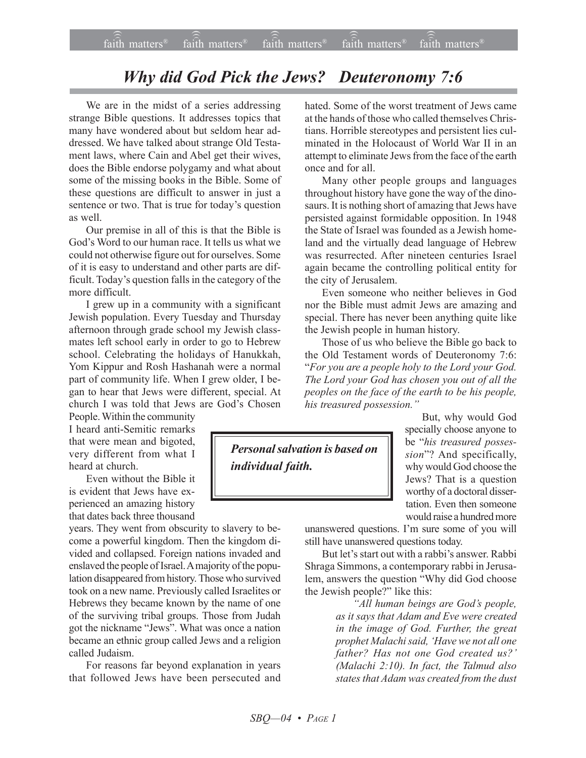# *Why did God Pick the Jews? Deuteronomy 7:6*

We are in the midst of a series addressing strange Bible questions. It addresses topics that many have wondered about but seldom hear addressed. We have talked about strange Old Testament laws, where Cain and Abel get their wives, does the Bible endorse polygamy and what about some of the missing books in the Bible. Some of these questions are difficult to answer in just a sentence or two. That is true for today's question as well.

Our premise in all of this is that the Bible is God's Word to our human race. It tells us what we could not otherwise figure out for ourselves. Some of it is easy to understand and other parts are difficult. Today's question falls in the category of the more difficult.

I grew up in a community with a significant Jewish population. Every Tuesday and Thursday afternoon through grade school my Jewish classmates left school early in order to go to Hebrew school. Celebrating the holidays of Hanukkah, Yom Kippur and Rosh Hashanah were a normal part of community life. When I grew older, I began to hear that Jews were different, special. At church I was told that Jews are God's Chosen People. Within the community I heard anti-Semitic remarks that were mean and bigoted, very different from what I heard at church.

Even without the Bible it is evident that Jews have experienced an amazing history that dates back three thousand years. They went from obscurity to slavery to become a powerful kingdom. Then the kingdom divided and collapsed. Foreign nations invaded and enslaved the people of Israel. A majority of the population disappeared from history. Those who survived took on a new name. Previously called Israelites or Hebrews they became known by the name of one of the surviving tribal groups. Those from Judah got the nickname "Jews". What was once a nation became an ethnic group called Jews and a religion called Judaism.

For reasons far beyond explanation in years that followed Jews have been persecuted and hated. Some of the worst treatment of Jews came at the hands of those who called themselves Christians. Horrible stereotypes and persistent lies culminated in the Holocaust of World War II in an attempt to eliminate Jews from the face of the earth once and for all.

Many other people groups and languages throughout history have gone the way of the dinosaurs. It is nothing short of amazing that Jews have persisted against formidable opposition. In 1948 the State of Israel was founded as a Jewish homeland and the virtually dead language of Hebrew was resurrected. After nineteen centuries Israel again became the controlling political entity for the city of Jerusalem.

Even someone who neither believes in God nor the Bible must admit Jews are amazing and special. There has never been anything quite like the Jewish people in human history.

Those of us who believe the Bible go back to the Old Testament words of Deuteronomy 7:6: "*For you are a people holy to the Lord your God. The Lord your God has chosen you out of all the peoples on the face of the earth to be his people, his treasured possession.*"

> ***Personal salvation is based on individual faith.***

But, why would God specially choose anyone to be "*his treasured possession*"? And specifically, why would God choose the Jews? That is a question worthy of a doctoral dissertation. Even then someone would raise a hundred more unanswered questions. I'm sure some of you will still have unanswered questions today.

But let's start out with a rabbi's answer. Rabbi Shraga Simmons, a contemporary rabbi in Jerusalem, answers the question "Why did God choose the Jewish people?" like this:

> *"All human beings are God's people, as it says that Adam and Eve were created in the image of God. Further, the great prophet Malachi said, 'Have we not all one father? Has not one God created us?' (Malachi 2:10). In fact, the Talmud also states that Adam was created from the dust*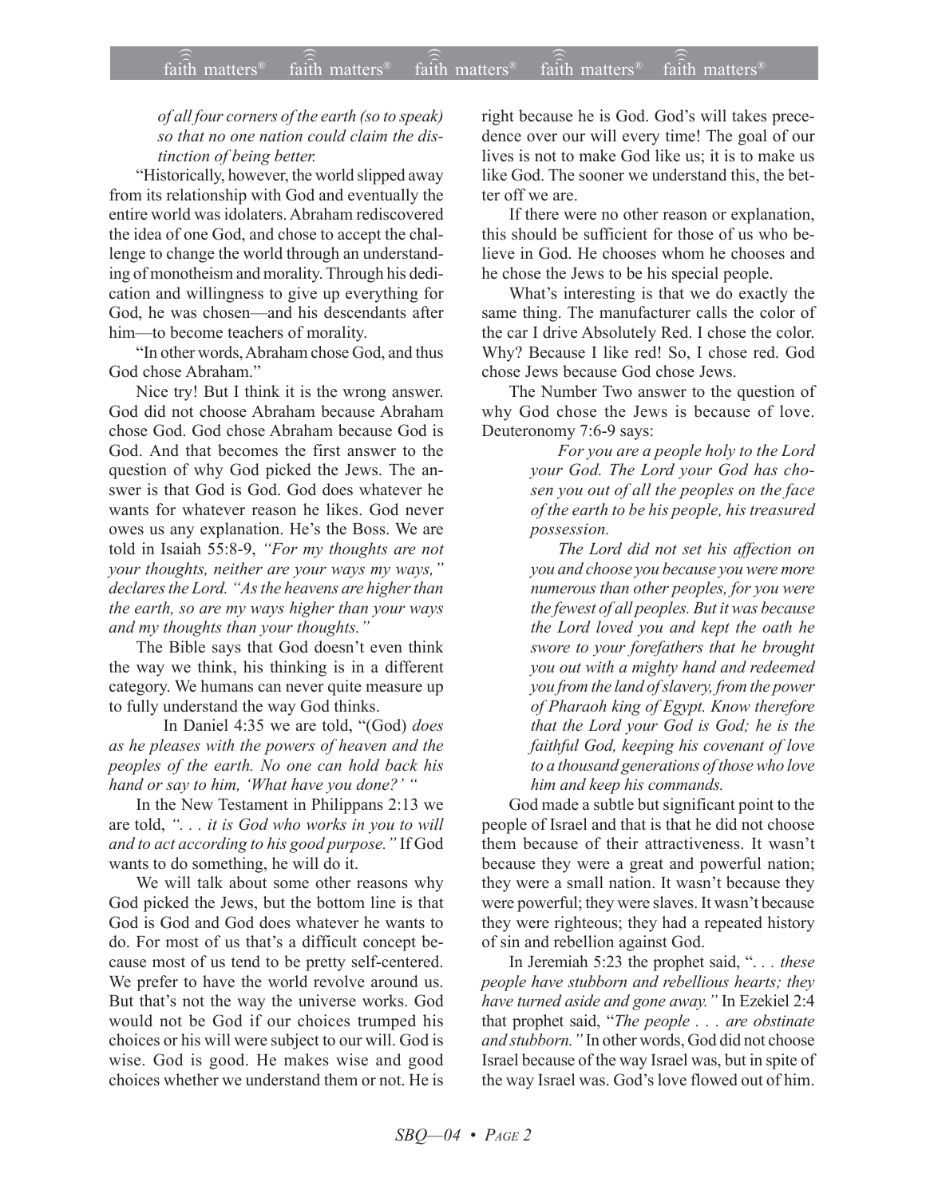*of all four corners of the earth (so to speak) so that no one nation could claim the distinction of being better.*

"Historically, however, the world slipped away from its relationship with God and eventually the entire world was idolaters. Abraham rediscovered the idea of one God, and chose to accept the challenge to change the world through an understanding of monotheism and morality. Through his dedication and willingness to give up everything for God, he was chosen—and his descendants after him—to become teachers of morality.

"In other words, Abraham chose God, and thus God chose Abraham."

Nice try! But I think it is the wrong answer. God did not choose Abraham because Abraham chose God. God chose Abraham because God is God. And that becomes the first answer to the question of why God picked the Jews. The answer is that God is God. God does whatever he wants for whatever reason he likes. God never owes us any explanation. He's the Boss. We are told in Isaiah 55:8-9, *"For my thoughts are not your thoughts, neither are your ways my ways," declares the Lord. "As the heavens are higher than the earth, so are my ways higher than your ways and my thoughts than your thoughts."*

The Bible says that God doesn't even think the way we think, his thinking is in a different category. We humans can never quite measure up to fully understand the way God thinks.

In Daniel 4:35 we are told, "(God) *does as he pleases with the powers of heaven and the peoples of the earth. No one can hold back his hand or say to him, 'What have you done?'* "

In the New Testament in Philippans 2:13 we are told, *". . . it is God who works in you to will and to act according to his good purpose."* If God wants to do something, he will do it.

We will talk about some other reasons why God picked the Jews, but the bottom line is that God is God and God does whatever he wants to do. For most of us that's a difficult concept because most of us tend to be pretty self-centered. We prefer to have the world revolve around us. But that's not the way the universe works. God would not be God if our choices trumped his choices or his will were subject to our will. God is wise. God is good. He makes wise and good choices whether we understand them or not. He is right because he is God. God's will takes precedence over our will every time! The goal of our lives is not to make God like us; it is to make us like God. The sooner we understand this, the better off we are.

If there were no other reason or explanation, this should be sufficient for those of us who believe in God. He chooses whom he chooses and he chose the Jews to be his special people.

What's interesting is that we do exactly the same thing. The manufacturer calls the color of the car I drive Absolutely Red. I chose the color. Why? Because I like red! So, I chose red. God chose Jews because God chose Jews.

The Number Two answer to the question of why God chose the Jews is because of love. Deuteronomy 7:6-9 says:

> *For you are a people holy to the Lord your God. The Lord your God has chosen you out of all the peoples on the face of the earth to be his people, his treasured possession.*
>
> *The Lord did not set his affection on you and choose you because you were more numerous than other peoples, for you were the fewest of all peoples. But it was because the Lord loved you and kept the oath he swore to your forefathers that he brought you out with a mighty hand and redeemed you from the land of slavery, from the power of Pharaoh king of Egypt. Know therefore that the Lord your God is God; he is the faithful God, keeping his covenant of love to a thousand generations of those who love him and keep his commands.*

God made a subtle but significant point to the people of Israel and that is that he did not choose them because of their attractiveness. It wasn't because they were a great and powerful nation; they were a small nation. It wasn't because they were powerful; they were slaves. It wasn't because they were righteous; they had a repeated history of sin and rebellion against God.

In Jeremiah 5:23 the prophet said, ". . . *these people have stubborn and rebellious hearts; they have turned aside and gone away."* In Ezekiel 2:4 that prophet said, "*The people . . . are obstinate and stubborn."* In other words, God did not choose Israel because of the way Israel was, but in spite of the way Israel was. God's love flowed out of him.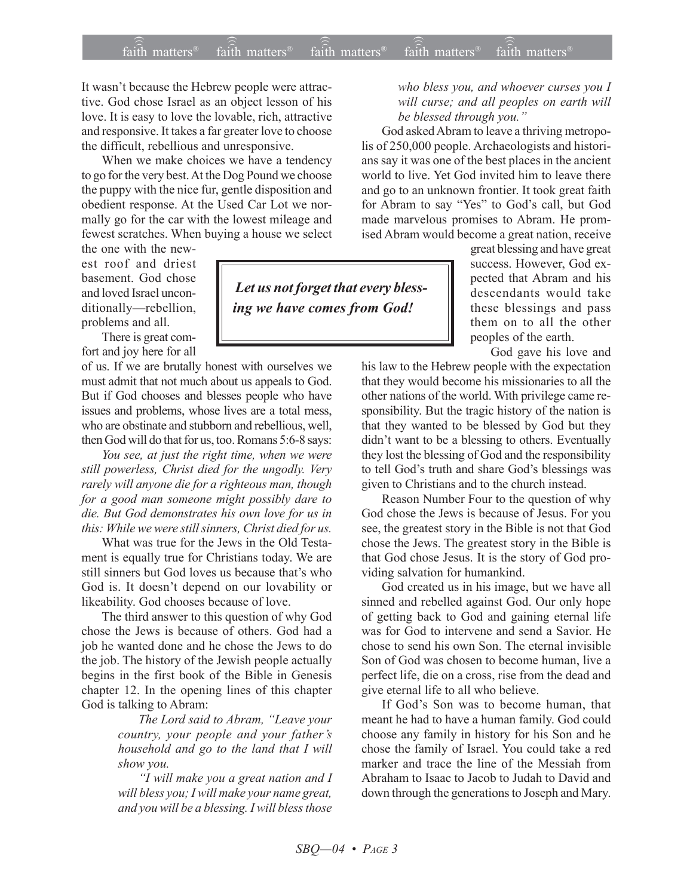It wasn't because the Hebrew people were attractive. God chose Israel as an object lesson of his love. It is easy to love the lovable, rich, attractive and responsive. It takes a far greater love to choose the difficult, rebellious and unresponsive.

When we make choices we have a tendency to go for the very best. At the Dog Pound we choose the puppy with the nice fur, gentle disposition and obedient response. At the Used Car Lot we normally go for the car with the lowest mileage and fewest scratches. When buying a house we select the one with the newest roof and driest basement. God chose and loved Israel unconditionally—rebellion, problems and all.

**_Let us not forget that every blessing we have comes from God!_**

There is great comfort and joy here for all of us. If we are brutally honest with ourselves we must admit that not much about us appeals to God. But if God chooses and blesses people who have issues and problems, whose lives are a total mess, who are obstinate and stubborn and rebellious, well, then God will do that for us, too. Romans 5:6-8 says:

*You see, at just the right time, when we were still powerless, Christ died for the ungodly. Very rarely will anyone die for a righteous man, though for a good man someone might possibly dare to die. But God demonstrates his own love for us in this: While we were still sinners, Christ died for us.*

What was true for the Jews in the Old Testament is equally true for Christians today. We are still sinners but God loves us because that's who God is. It doesn't depend on our lovability or likeability. God chooses because of love.

The third answer to this question of why God chose the Jews is because of others. God had a job he wanted done and he chose the Jews to do the job. The history of the Jewish people actually begins in the first book of the Bible in Genesis chapter 12. In the opening lines of this chapter God is talking to Abram:

> *The Lord said to Abram, "Leave your country, your people and your father's household and go to the land that I will show you.*
>
> *"I will make you a great nation and I will bless you; I will make your name great, and you will be a blessing. I will bless those who bless you, and whoever curses you I will curse; and all peoples on earth will be blessed through you."*

God asked Abram to leave a thriving metropolis of 250,000 people. Archaeologists and historians say it was one of the best places in the ancient world to live. Yet God invited him to leave there and go to an unknown frontier. It took great faith for Abram to say "Yes" to God's call, but God made marvelous promises to Abram. He promised Abram would become a great nation, receive great blessing and have great success. However, God expected that Abram and his descendants would take these blessings and pass them on to all the other peoples of the earth.

God gave his love and his law to the Hebrew people with the expectation that they would become his missionaries to all the other nations of the world. With privilege came responsibility. But the tragic history of the nation is that they wanted to be blessed by God but they didn't want to be a blessing to others. Eventually they lost the blessing of God and the responsibility to tell God's truth and share God's blessings was given to Christians and to the church instead.

Reason Number Four to the question of why God chose the Jews is because of Jesus. For you see, the greatest story in the Bible is not that God chose the Jews. The greatest story in the Bible is that God chose Jesus. It is the story of God providing salvation for humankind.

God created us in his image, but we have all sinned and rebelled against God. Our only hope of getting back to God and gaining eternal life was for God to intervene and send a Savior. He chose to send his own Son. The eternal invisible Son of God was chosen to become human, live a perfect life, die on a cross, rise from the dead and give eternal life to all who believe.

If God's Son was to become human, that meant he had to have a human family. God could choose any family in history for his Son and he chose the family of Israel. You could take a red marker and trace the line of the Messiah from Abraham to Isaac to Jacob to Judah to David and down through the generations to Joseph and Mary.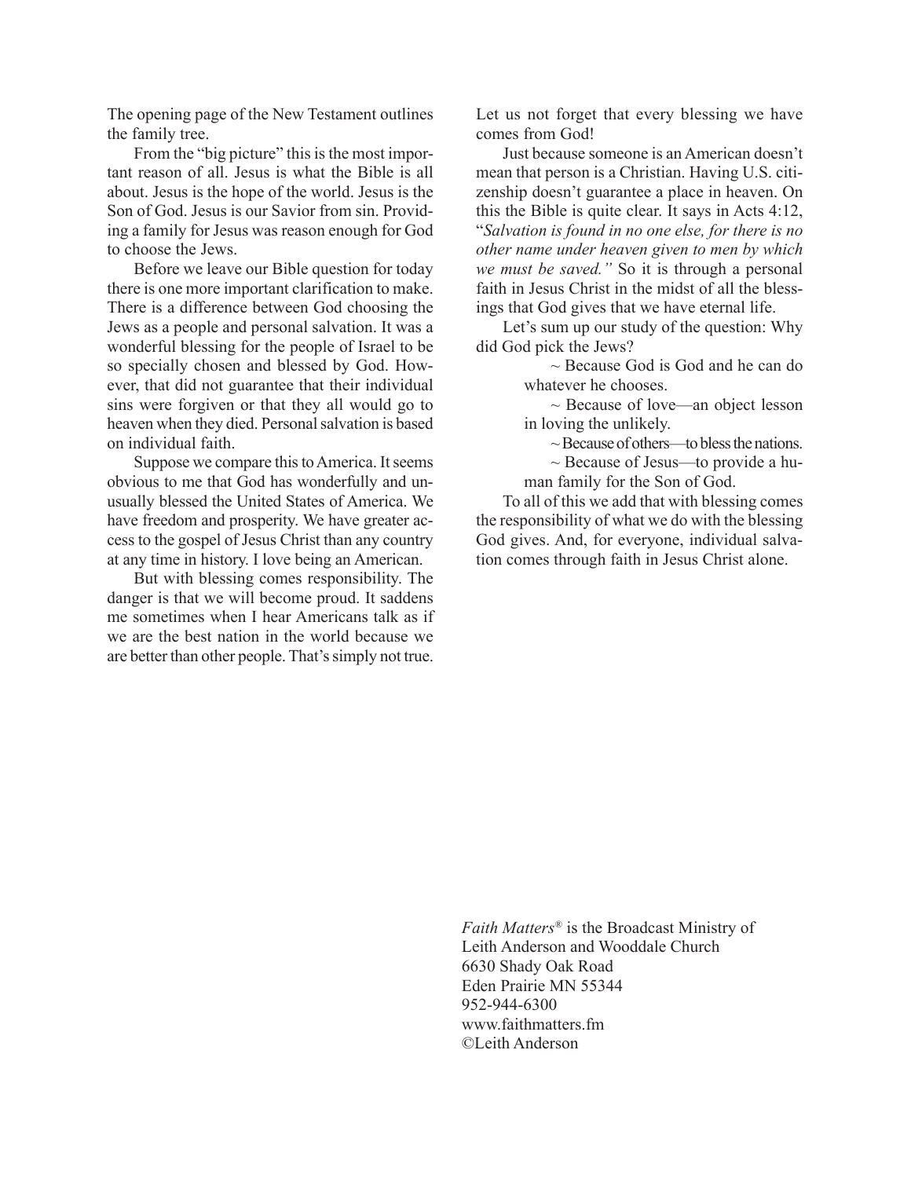The opening page of the New Testament outlines the family tree.

From the "big picture" this is the most important reason of all. Jesus is what the Bible is all about. Jesus is the hope of the world. Jesus is the Son of God. Jesus is our Savior from sin. Providing a family for Jesus was reason enough for God to choose the Jews.

Before we leave our Bible question for today there is one more important clarification to make. There is a difference between God choosing the Jews as a people and personal salvation. It was a wonderful blessing for the people of Israel to be so specially chosen and blessed by God. However, that did not guarantee that their individual sins were forgiven or that they all would go to heaven when they died. Personal salvation is based on individual faith.

Suppose we compare this to America. It seems obvious to me that God has wonderfully and unusually blessed the United States of America. We have freedom and prosperity. We have greater access to the gospel of Jesus Christ than any country at any time in history. I love being an American.

But with blessing comes responsibility. The danger is that we will become proud. It saddens me sometimes when I hear Americans talk as if we are the best nation in the world because we are better than other people. That's simply not true. Let us not forget that every blessing we have comes from God!

Just because someone is an American doesn't mean that person is a Christian. Having U.S. citizenship doesn't guarantee a place in heaven. On this the Bible is quite clear. It says in Acts 4:12, "*Salvation is found in no one else, for there is no other name under heaven given to men by which we must be saved.*" So it is through a personal faith in Jesus Christ in the midst of all the blessings that God gives that we have eternal life.

Let's sum up our study of the question: Why did God pick the Jews?

~ Because God is God and he can do whatever he chooses.

~ Because of love—an object lesson in loving the unlikely.

~ Because of others—to bless the nations.

~ Because of Jesus—to provide a human family for the Son of God.

To all of this we add that with blessing comes the responsibility of what we do with the blessing God gives. And, for everyone, individual salvation comes through faith in Jesus Christ alone.

*Faith Matters*® is the Broadcast Ministry of
Leith Anderson and Wooddale Church
6630 Shady Oak Road
Eden Prairie MN 55344
952-944-6300
www.faithmatters.fm
©Leith Anderson